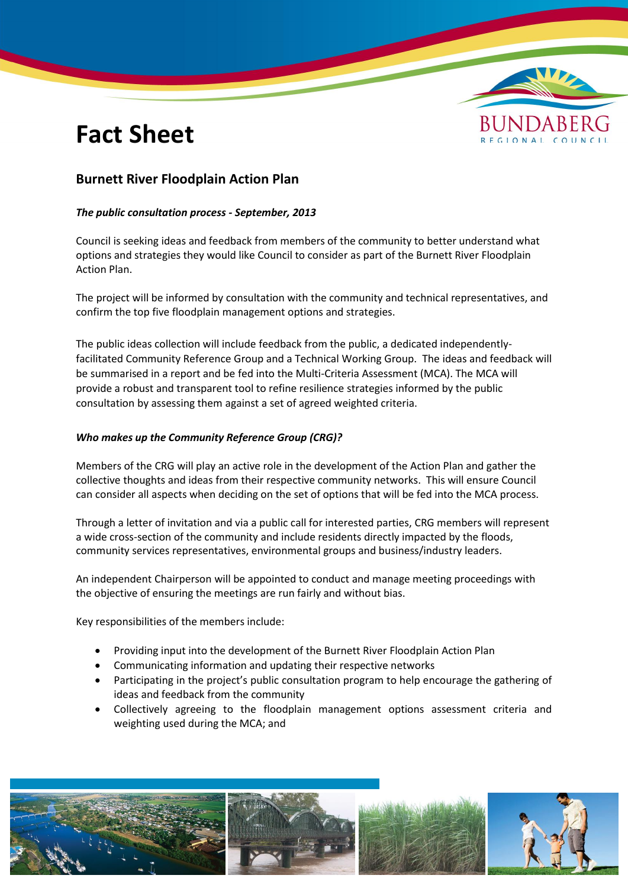# Fact Sheet

## Burnett River Floodplain Action Plan

***The public consultation process - September, 2013***

Council is seeking ideas and feedback from members of the community to better understand what options and strategies they would like Council to consider as part of the Burnett River Floodplain Action Plan.

The project will be informed by consultation with the community and technical representatives, and confirm the top five floodplain management options and strategies.

The public ideas collection will include feedback from the public, a dedicated independently-facilitated Community Reference Group and a Technical Working Group. The ideas and feedback will be summarised in a report and be fed into the Multi-Criteria Assessment (MCA). The MCA will provide a robust and transparent tool to refine resilience strategies informed by the public consultation by assessing them against a set of agreed weighted criteria.

***Who makes up the Community Reference Group (CRG)?***

Members of the CRG will play an active role in the development of the Action Plan and gather the collective thoughts and ideas from their respective community networks. This will ensure Council can consider all aspects when deciding on the set of options that will be fed into the MCA process.

Through a letter of invitation and via a public call for interested parties, CRG members will represent a wide cross-section of the community and include residents directly impacted by the floods, community services representatives, environmental groups and business/industry leaders.

An independent Chairperson will be appointed to conduct and manage meeting proceedings with the objective of ensuring the meetings are run fairly and without bias.

Key responsibilities of the members include:

- Providing input into the development of the Burnett River Floodplain Action Plan
- Communicating information and updating their respective networks
- Participating in the project's public consultation program to help encourage the gathering of ideas and feedback from the community
- Collectively agreeing to the floodplain management options assessment criteria and weighting used during the MCA; and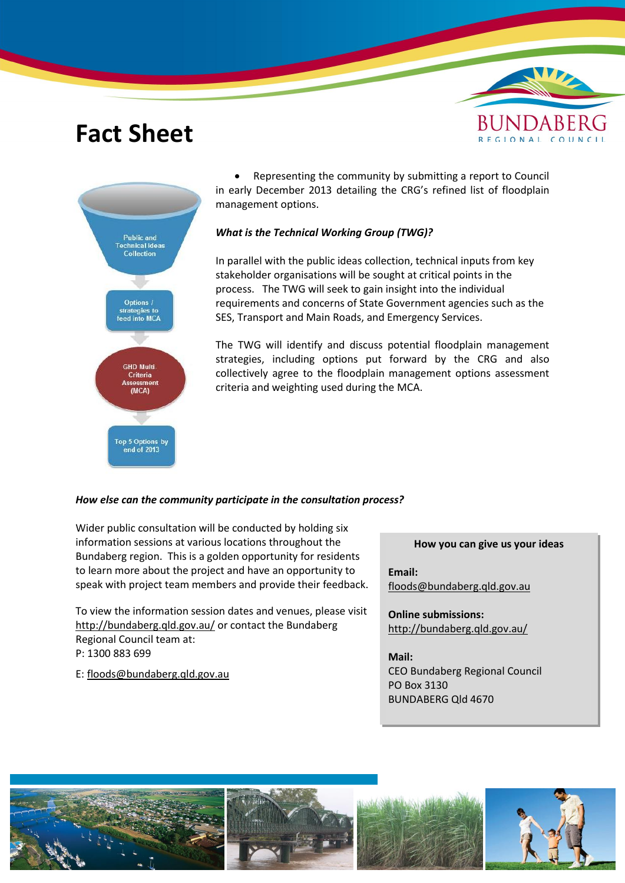# Fact Sheet

Public and Technical Ideas Collection

Options / strategies to feed into MCA

GHD Multi-Criteria Assessment (MCA)

Top 5 Options by end of 2013

- Representing the community by submitting a report to Council in early December 2013 detailing the CRG's refined list of floodplain management options.

***What is the Technical Working Group (TWG)?***

In parallel with the public ideas collection, technical inputs from key stakeholder organisations will be sought at critical points in the process. The TWG will seek to gain insight into the individual requirements and concerns of State Government agencies such as the SES, Transport and Main Roads, and Emergency Services.

The TWG will identify and discuss potential floodplain management strategies, including options put forward by the CRG and also collectively agree to the floodplain management options assessment criteria and weighting used during the MCA.

***How else can the community participate in the consultation process?***

Wider public consultation will be conducted by holding six information sessions at various locations throughout the Bundaberg region. This is a golden opportunity for residents to learn more about the project and have an opportunity to speak with project team members and provide their feedback.

To view the information session dates and venues, please visit http://bundaberg.qld.gov.au/ or contact the Bundaberg Regional Council team at:
P: 1300 883 699

E: floods@bundaberg.qld.gov.au

**How you can give us your ideas**

**Email:**
floods@bundaberg.qld.gov.au

**Online submissions:**
http://bundaberg.qld.gov.au/

**Mail:**
CEO Bundaberg Regional Council
PO Box 3130
BUNDABERG Qld 4670